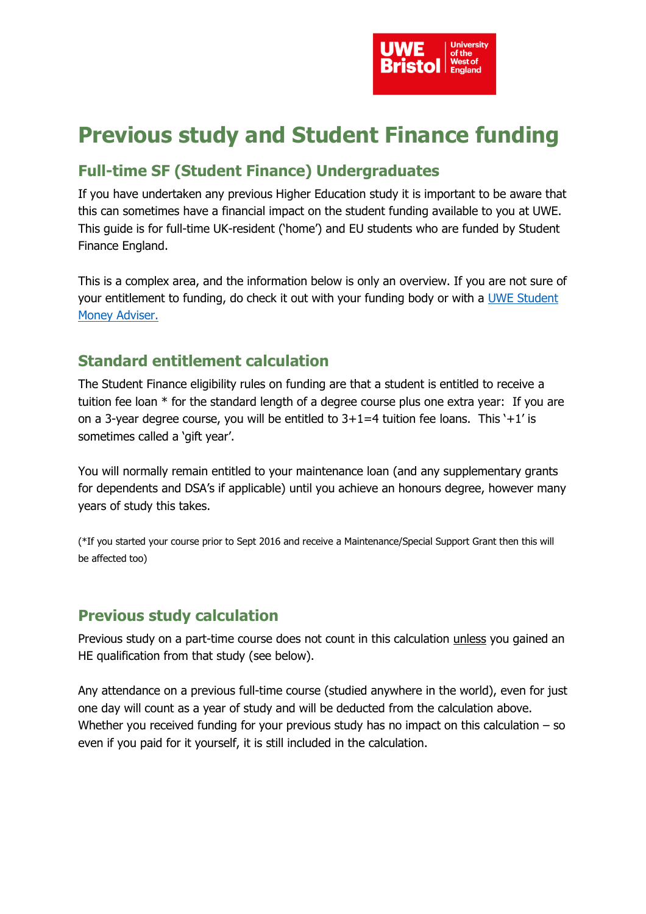# Previous study and Student Finance funding

## Full-time SF (Student Finance) Undergraduates

If you have undertaken any previous Higher Education study it is important to be aware that this can sometimes have a financial impact on the student funding available to you at UWE. This guide is for full-time UK-resident ('home') and EU students who are funded by Student Finance England.

This is a complex area, and the information below is only an overview. If you are not sure of your entitlement to funding, do check it out with your funding body or with a UWE Student Money Adviser.

## Standard entitlement calculation

The Student Finance eligibility rules on funding are that a student is entitled to receive a tuition fee loan * for the standard length of a degree course plus one extra year: If you are on a 3-year degree course, you will be entitled to 3+1=4 tuition fee loans. This '+1' is sometimes called a 'gift year'.

You will normally remain entitled to your maintenance loan (and any supplementary grants for dependents and DSA's if applicable) until you achieve an honours degree, however many years of study this takes.

(*If you started your course prior to Sept 2016 and receive a Maintenance/Special Support Grant then this will be affected too)

## Previous study calculation

Previous study on a part-time course does not count in this calculation unless you gained an HE qualification from that study (see below).

Any attendance on a previous full-time course (studied anywhere in the world), even for just one day will count as a year of study and will be deducted from the calculation above. Whether you received funding for your previous study has no impact on this calculation – so even if you paid for it yourself, it is still included in the calculation.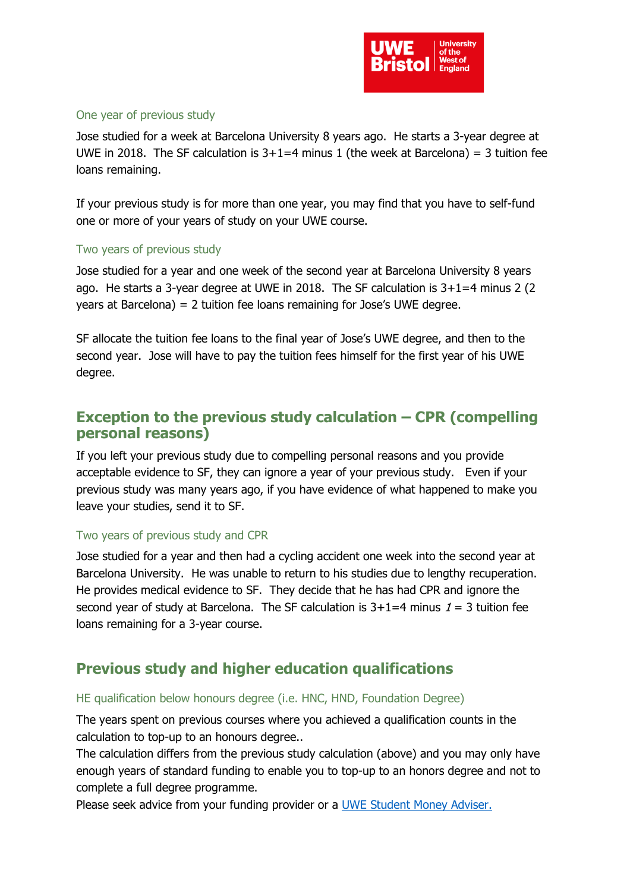### One year of previous study

Jose studied for a week at Barcelona University 8 years ago. He starts a 3-year degree at UWE in 2018. The SF calculation is 3+1=4 minus 1 (the week at Barcelona) = 3 tuition fee loans remaining.

If your previous study is for more than one year, you may find that you have to self-fund one or more of your years of study on your UWE course.

### Two years of previous study

Jose studied for a year and one week of the second year at Barcelona University 8 years ago. He starts a 3-year degree at UWE in 2018. The SF calculation is 3+1=4 minus 2 (2 years at Barcelona) = 2 tuition fee loans remaining for Jose's UWE degree.

SF allocate the tuition fee loans to the final year of Jose's UWE degree, and then to the second year. Jose will have to pay the tuition fees himself for the first year of his UWE degree.

## Exception to the previous study calculation – CPR (compelling personal reasons)

If you left your previous study due to compelling personal reasons and you provide acceptable evidence to SF, they can ignore a year of your previous study. Even if your previous study was many years ago, if you have evidence of what happened to make you leave your studies, send it to SF.

### Two years of previous study and CPR

Jose studied for a year and then had a cycling accident one week into the second year at Barcelona University. He was unable to return to his studies due to lengthy recuperation. He provides medical evidence to SF. They decide that he has had CPR and ignore the second year of study at Barcelona. The SF calculation is 3+1=4 minus *1* = 3 tuition fee loans remaining for a 3-year course.

## Previous study and higher education qualifications

### HE qualification below honours degree (i.e. HNC, HND, Foundation Degree)

The years spent on previous courses where you achieved a qualification counts in the calculation to top-up to an honours degree..
The calculation differs from the previous study calculation (above) and you may only have enough years of standard funding to enable you to top-up to an honors degree and not to complete a full degree programme.
Please seek advice from your funding provider or a [UWE Student Money Adviser.]()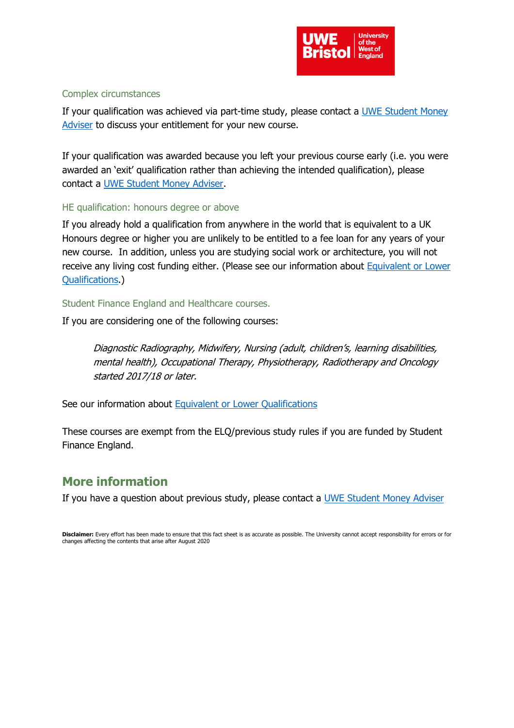### Complex circumstances

If your qualification was achieved via part-time study, please contact a UWE Student Money Adviser to discuss your entitlement for your new course.

If your qualification was awarded because you left your previous course early (i.e. you were awarded an 'exit' qualification rather than achieving the intended qualification), please contact a UWE Student Money Adviser.

### HE qualification: honours degree or above

If you already hold a qualification from anywhere in the world that is equivalent to a UK Honours degree or higher you are unlikely to be entitled to a fee loan for any years of your new course. In addition, unless you are studying social work or architecture, you will not receive any living cost funding either. (Please see our information about Equivalent or Lower Qualifications.)

### Student Finance England and Healthcare courses.

If you are considering one of the following courses:

> *Diagnostic Radiography, Midwifery, Nursing (adult, children's, learning disabilities, mental health), Occupational Therapy, Physiotherapy, Radiotherapy and Oncology started 2017/18 or later.*

See our information about Equivalent or Lower Qualifications

These courses are exempt from the ELQ/previous study rules if you are funded by Student Finance England.

## More information

If you have a question about previous study, please contact a UWE Student Money Adviser

**Disclaimer:** Every effort has been made to ensure that this fact sheet is as accurate as possible. The University cannot accept responsibility for errors or for changes affecting the contents that arise after August 2020